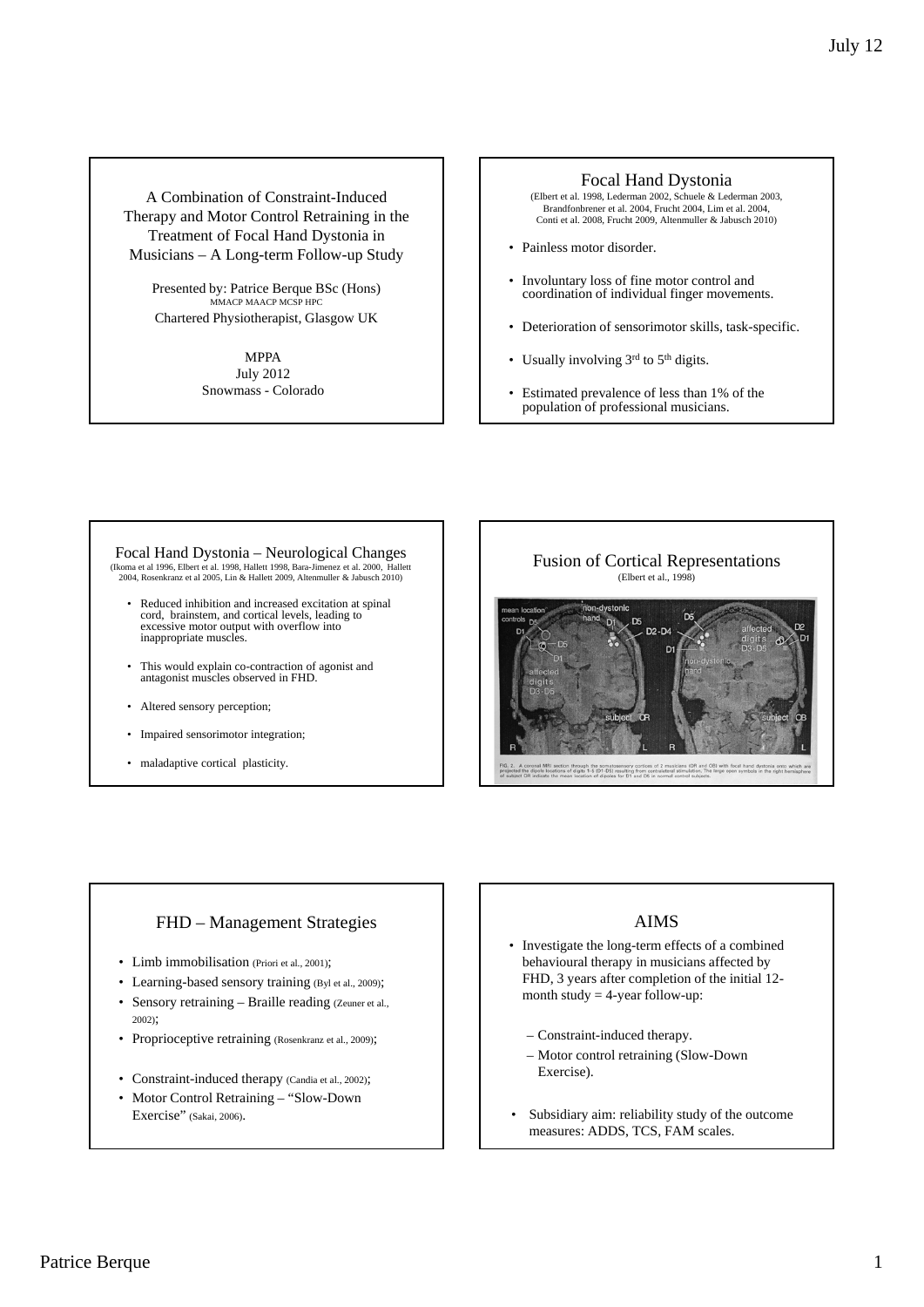## A Combination of Constraint-Induced Therapy and Motor Control Retraining in the Treatment of Focal Hand Dystonia in Musicians – A Long-term Follow-up Study

Presented by: Patrice Berque BSc (Hons)
MMACP MAACP MCSP HPC
Chartered Physiotherapist, Glasgow UK

MPPA
July 2012
Snowmass - Colorado

## Focal Hand Dystonia

(Elbert et al. 1998, Lederman 2002, Schuele & Lederman 2003, Brandfonbrener et al. 2004, Frucht 2004, Lim et al. 2004, Conti et al. 2008, Frucht 2009, Altenmuller & Jabusch 2010)

- Painless motor disorder.
- Involuntary loss of fine motor control and coordination of individual finger movements.
- Deterioration of sensorimotor skills, task-specific.
- Usually involving 3rd to 5th digits.
- Estimated prevalence of less than 1% of the population of professional musicians.

## Focal Hand Dystonia – Neurological Changes

(Ikoma et al 1996, Elbert et al. 1998, Hallett 1998, Bara-Jimenez et al. 2000, Hallett 2004, Rosenkranz et al 2005, Lin & Hallett 2009, Altenmuller & Jabusch 2010)

- Reduced inhibition and increased excitation at spinal cord, brainstem, and cortical levels, leading to excessive motor output with overflow into inappropriate muscles.
- This would explain co-contraction of agonist and antagonist muscles observed in FHD.
- Altered sensory perception;
- Impaired sensorimotor integration;
- maladaptive cortical plasticity.

## Fusion of Cortical Representations

(Elbert et al., 1998)

FIG. 2. A coronal MRI section through the somatosensory cortices of 2 musicians (OR and OB) with focal hand dystonia onto which are projected the dipole locations of digits 1-5 (D1-D5) resulting from contralateral stimulation. The large open symbols in the right hemisphere of subject OR indicate the mean location of dipoles for D1 and D5 in normal control subjects.

## FHD – Management Strategies

- Limb immobilisation (Priori et al., 2001);
- Learning-based sensory training (Byl et al., 2009);
- Sensory retraining – Braille reading (Zeuner et al., 2002);
- Proprioceptive retraining (Rosenkranz et al., 2009);
- Constraint-induced therapy (Candia et al., 2002);
- Motor Control Retraining – "Slow-Down Exercise" (Sakai, 2006).

## AIMS

- Investigate the long-term effects of a combined behavioural therapy in musicians affected by FHD, 3 years after completion of the initial 12-month study = 4-year follow-up:
  - Constraint-induced therapy.
  - Motor control retraining (Slow-Down Exercise).
- Subsidiary aim: reliability study of the outcome measures: ADDS, TCS, FAM scales.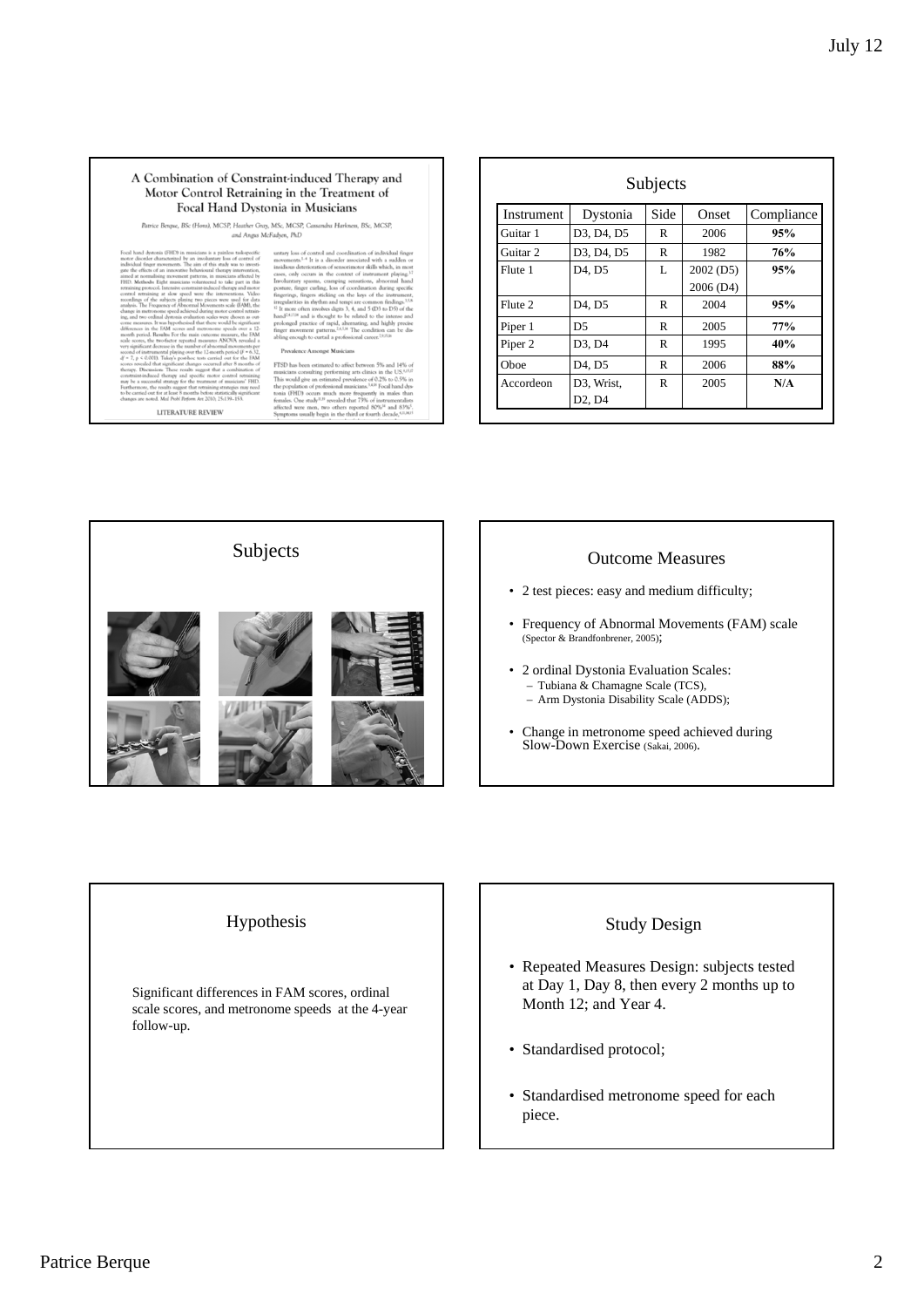## A Combination of Constraint-induced Therapy and Motor Control Retraining in the Treatment of Focal Hand Dystonia in Musicians

*Patrice Berque, BSc (Hons), MCSP, Heather Grey, MSc, MCSP, Cassandra Harkness, BSc, MCSP, and Angus McFadyen, PhD*

## Subjects

| Instrument | Dystonia | Side | Onset | Compliance |
|---|---|---|---|---|
| Guitar 1 | D3, D4, D5 | R | 2006 | **95%** |
| Guitar 2 | D3, D4, D5 | R | 1982 | **76%** |
| Flute 1 | D4, D5 | L | 2002 (D5) 2006 (D4) | **95%** |
| Flute 2 | D4, D5 | R | 2004 | **95%** |
| Piper 1 | D5 | R | 2005 | **77%** |
| Piper 2 | D3, D4 | R | 1995 | **40%** |
| Oboe | D4, D5 | R | 2006 | **88%** |
| Accordeon | D3, Wrist, D2, D4 | R | 2005 | **N/A** |

## Subjects

## Outcome Measures

- 2 test pieces: easy and medium difficulty;
- Frequency of Abnormal Movements (FAM) scale (Spector & Brandfonbrener, 2005);
- 2 ordinal Dystonia Evaluation Scales:
  - Tubiana & Chamagne Scale (TCS),
  - Arm Dystonia Disability Scale (ADDS);
- Change in metronome speed achieved during Slow-Down Exercise (Sakai, 2006).

## Hypothesis

Significant differences in FAM scores, ordinal scale scores, and metronome speeds at the 4-year follow-up.

## Study Design

- Repeated Measures Design: subjects tested at Day 1, Day 8, then every 2 months up to Month 12; and Year 4.
- Standardised protocol;
- Standardised metronome speed for each piece.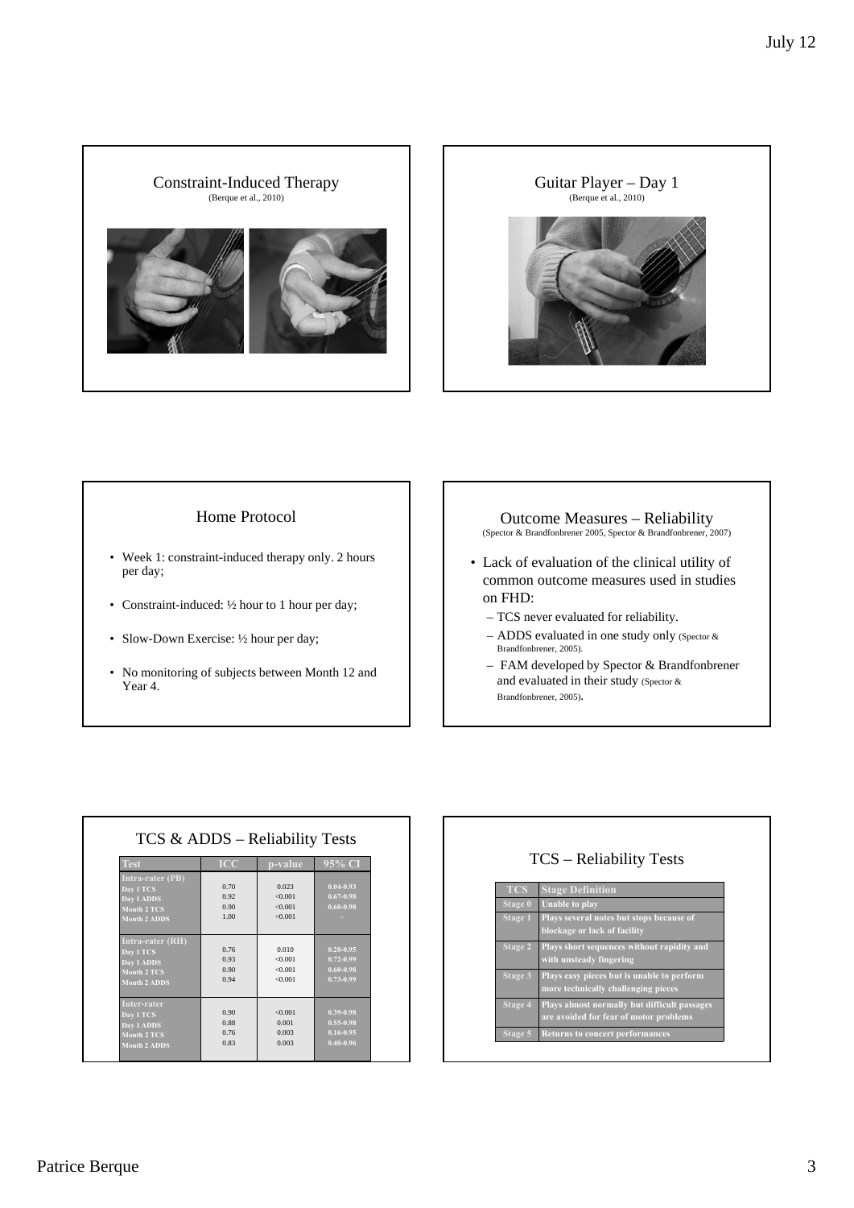## Constraint-Induced Therapy

(Berque et al., 2010)

## Guitar Player – Day 1

(Berque et al., 2010)

## Home Protocol

- Week 1: constraint-induced therapy only. 2 hours per day;
- Constraint-induced: ½ hour to 1 hour per day;
- Slow-Down Exercise: ½ hour per day;
- No monitoring of subjects between Month 12 and Year 4.

## Outcome Measures – Reliability

(Spector & Brandfonbrener 2005, Spector & Brandfonbrener, 2007)

- Lack of evaluation of the clinical utility of common outcome measures used in studies on FHD:
  - TCS never evaluated for reliability.
  - ADDS evaluated in one study only (Spector & Brandfonbrener, 2005).
  - FAM developed by Spector & Brandfonbrener and evaluated in their study (Spector & Brandfonbrener, 2005).

## TCS & ADDS – Reliability Tests

| Test | ICC | p-value | 95% CI |
|---|---|---|---|
| **Intra-rater (PB)** | | | |
| Day 1 TCS | 0.70 | 0.023 | 0.04-0.93 |
| Day 1 ADDS | 0.92 | <0.001 | 0.67-0.98 |
| Month 2 TCS | 0.90 | <0.001 | 0.60-0.98 |
| Month 2 ADDS | 1.00 | <0.001 | - |
| **Intra-rater (RH)** | | | |
| Day 1 TCS | 0.76 | 0.010 | 0.20-0.95 |
| Day 1 ADDS | 0.93 | <0.001 | 0.72-0.99 |
| Month 2 TCS | 0.90 | <0.001 | 0.60-0.98 |
| Month 2 ADDS | 0.94 | <0.001 | 0.73-0.99 |
| **Inter-rater** | | | |
| Day 1 TCS | 0.90 | <0.001 | 0.39-0.98 |
| Day 1 ADDS | 0.88 | 0.001 | 0.55-0.98 |
| Month 2 TCS | 0.76 | 0.003 | 0.16-0.95 |
| Month 2 ADDS | 0.83 | 0.003 | 0.40-0.96 |

## TCS – Reliability Tests

| TCS | Stage Definition |
|---|---|
| Stage 0 | Unable to play |
| Stage 1 | Plays several notes but stops because of blockage or lack of facility |
| Stage 2 | Plays short sequences without rapidity and with unsteady fingering |
| Stage 3 | Plays easy pieces but is unable to perform more technically challenging pieces |
| Stage 4 | Plays almost normally but difficult passages are avoided for fear of motor problems |
| Stage 5 | Returns to concert performances |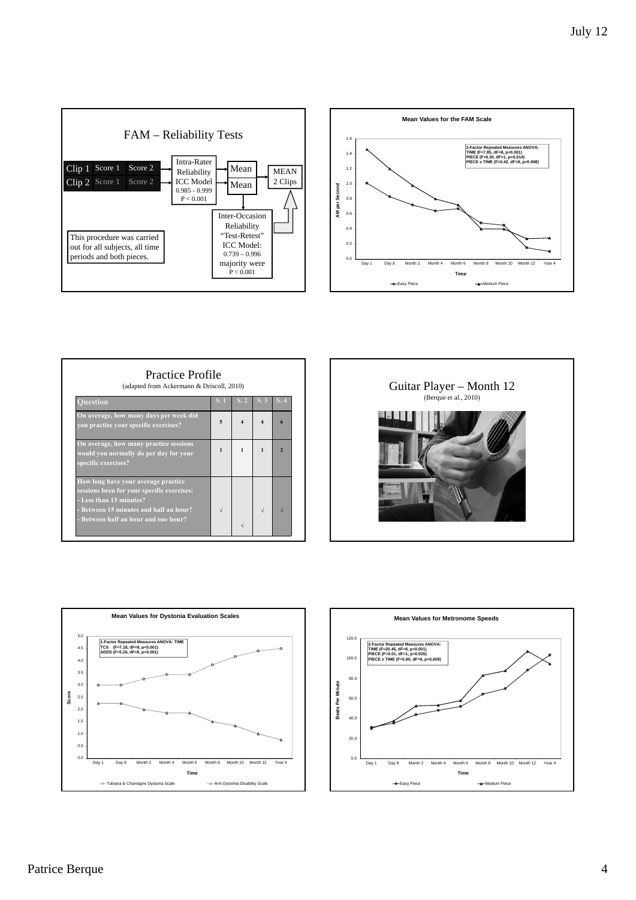## FAM – Reliability Tests

| | | |
|---|---|---|
| Clip 1 | Score 1 | Score 2 |
| Clip 2 | Score 1 | Score 2 |

Intra-Rater Reliability ICC Model 0.985 - 0.999 P < 0.001

Mean

Mean

MEAN 2 Clips

Inter-Occasion Reliability "Test-Retest" ICC Model: 0.739 – 0.996 majority were P < 0.001

This procedure was carried out for all subjects, all time periods and both pieces.

## Mean Values for the FAM Scale

2-Factor Repeated Measures ANOVA:
TIME (F=7.85, dF=8, p<0.001)
PIECE (F=6.30, dF=1, p=0.014)
PIECE x TIME (F=0.42, dF=8, p=0.908)

AM per Second

Time: Day 1, Day 8, Month 2, Month 4, Month 6, Month 8, Month 10, Month 12, Year 4

Easy Piece — Medium Piece

## Practice Profile

(adapted from Ackermann & Driscoll, 2010)

| Question | S. 1 | S. 2 | S. 3 | S. 4 |
|---|---|---|---|---|
| On average, how many days per week did you practise your specific exercises? | 5 | 4 | 4 | 6 |
| On average, how many practice sessions would you normally do per day for your specific exercises? | 1 | 1 | 1 | 2 |
| How long have your average practice sessions been for your specific exercises:<br>- Less than 15 minutes?<br>- Between 15 minutes and half an hour?<br>- Between half an hour and one hour? | √ (15–30 min) | √ (30–60 min) | √ (15–30 min) | √ (15–30 min) |

## Guitar Player – Month 12

(Berque et al., 2010)

## Mean Values for Dystonia Evaluation Scales

1-Factor Repeated Measures ANOVA: TIME
TCS (F=7.18, dF=8, p<0.001)
ADDS (F=5.26, dF=8, p<0.001)

Score

Time: Day 1, Day 8, Month 2, Month 4, Month 6, Month 8, Month 10, Month 12, Year 4

Tubiana & Chamagne Dystonia Scale — Arm Dystonia Disability Scale

## Mean Values for Metronome Speeds

2-Factor Repeated Measures ANOVA:
TIME (F=20.45, dF=8, p<0.001)
PIECE (F=0.01, dF=1, p=0.925)
PIECE x TIME (F=0.80, dF=8, p=0.609)

Beats Per Minute

Time: Day 1, Day 8, Month 2, Month 4, Month 6, Month 8, Month 10, Month 12, Year 4

Easy Piece — Medium Piece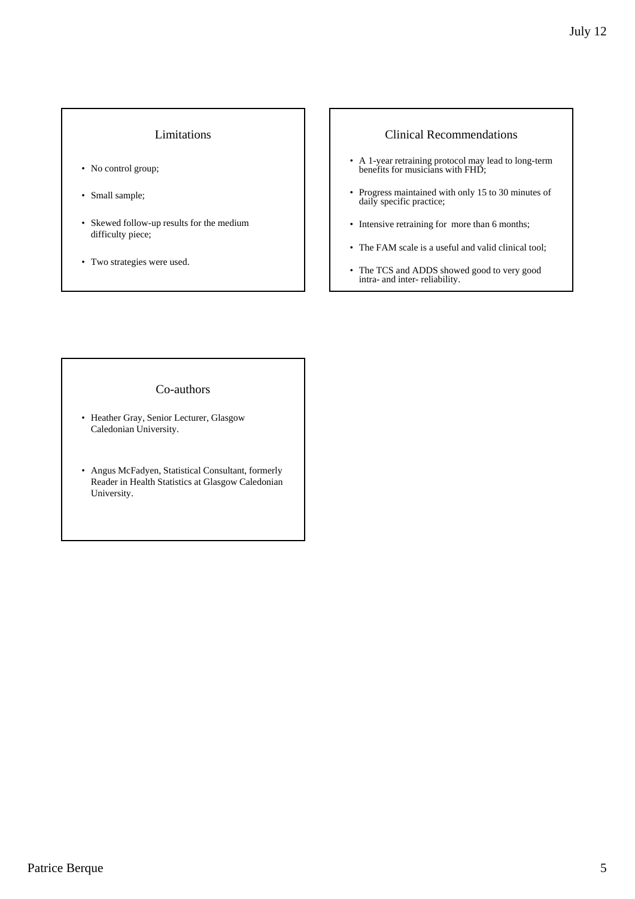## Limitations

- No control group;
- Small sample;
- Skewed follow-up results for the medium difficulty piece;
- Two strategies were used.

## Clinical Recommendations

- A 1-year retraining protocol may lead to long-term benefits for musicians with FHD;
- Progress maintained with only 15 to 30 minutes of daily specific practice;
- Intensive retraining for more than 6 months;
- The FAM scale is a useful and valid clinical tool;
- The TCS and ADDS showed good to very good intra- and inter- reliability.

## Co-authors

- Heather Gray, Senior Lecturer, Glasgow Caledonian University.
- Angus McFadyen, Statistical Consultant, formerly Reader in Health Statistics at Glasgow Caledonian University.